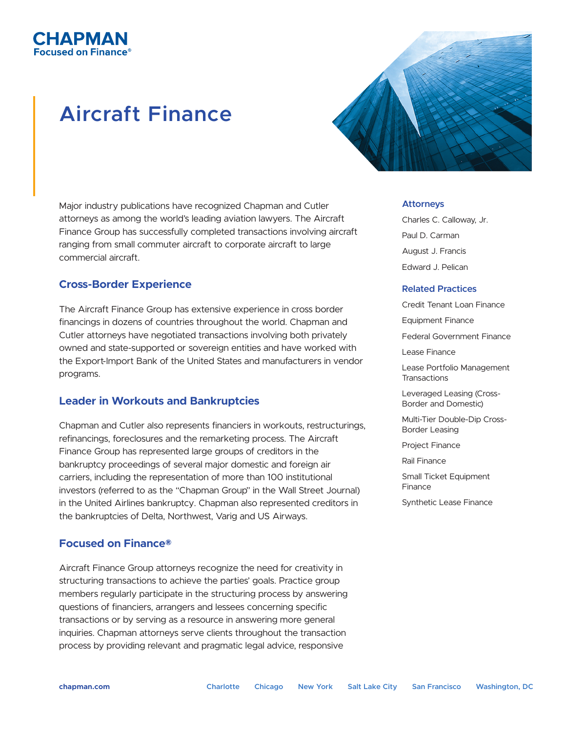# CHAPMAN

Focused on Finance®

# Aircraft Finance

Major industry publications have recognized Chapman and Cutler attorneys as among the world's leading aviation lawyers. The Aircraft Finance Group has successfully completed transactions involving aircraft ranging from small commuter aircraft to corporate aircraft to large commercial aircraft.

## Cross-Border Experience

The Aircraft Finance Group has extensive experience in cross border financings in dozens of countries throughout the world. Chapman and Cutler attorneys have negotiated transactions involving both privately owned and state-supported or sovereign entities and have worked with the Export-Import Bank of the United States and manufacturers in vendor programs.

## Leader in Workouts and Bankruptcies

Chapman and Cutler also represents financiers in workouts, restructurings, refinancings, foreclosures and the remarketing process. The Aircraft Finance Group has represented large groups of creditors in the bankruptcy proceedings of several major domestic and foreign air carriers, including the representation of more than 100 institutional investors (referred to as the "Chapman Group" in the Wall Street Journal) in the United Airlines bankruptcy. Chapman also represented creditors in the bankruptcies of Delta, Northwest, Varig and US Airways.

## Focused on Finance®

Aircraft Finance Group attorneys recognize the need for creativity in structuring transactions to achieve the parties' goals. Practice group members regularly participate in the structuring process by answering questions of financiers, arrangers and lessees concerning specific transactions or by serving as a resource in answering more general inquiries. Chapman attorneys serve clients throughout the transaction process by providing relevant and pragmatic legal advice, responsive

### Attorneys

Charles C. Calloway, Jr.

Paul D. Carman

August J. Francis

Edward J. Pelican

### Related Practices

Credit Tenant Loan Finance

Equipment Finance

Federal Government Finance

Lease Finance

Lease Portfolio Management Transactions

Leveraged Leasing (Cross-Border and Domestic)

Multi-Tier Double-Dip Cross-Border Leasing

Project Finance

Rail Finance

Small Ticket Equipment Finance

Synthetic Lease Finance

chapman.com — Charlotte | Chicago | New York | Salt Lake City | San Francisco | Washington, DC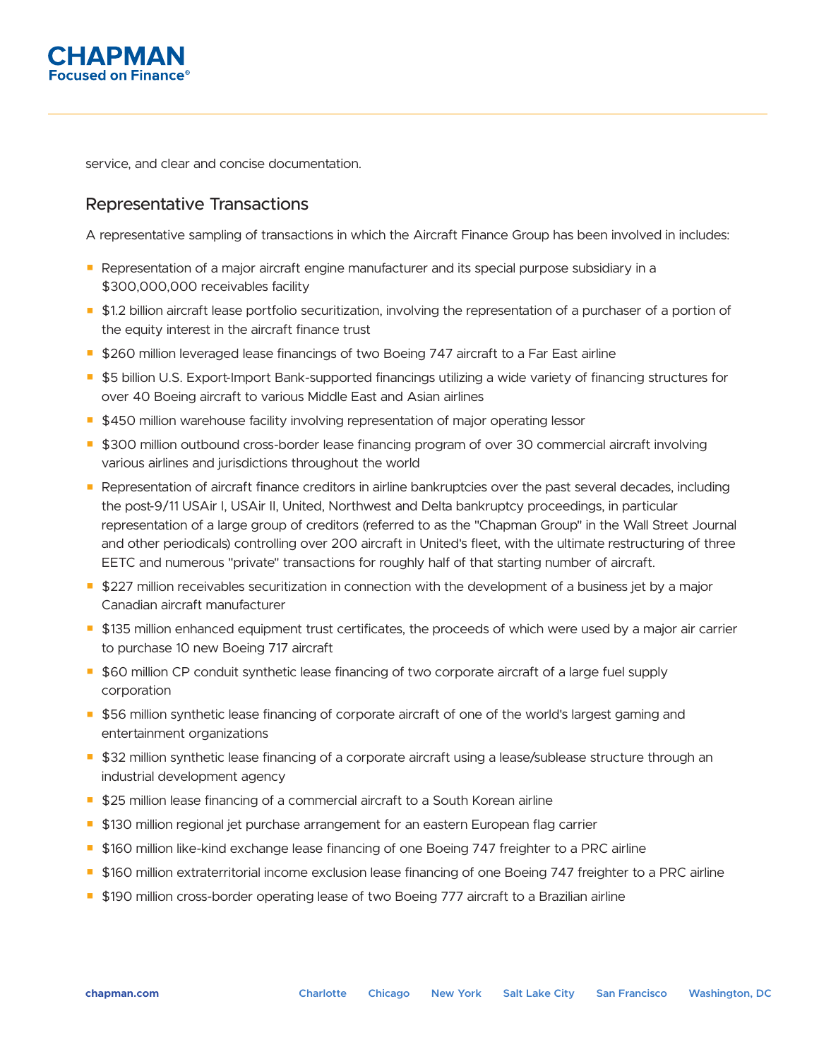service, and clear and concise documentation.

## Representative Transactions

A representative sampling of transactions in which the Aircraft Finance Group has been involved in includes:

- Representation of a major aircraft engine manufacturer and its special purpose subsidiary in a $300,000,000 receivables facility
- $1.2 billion aircraft lease portfolio securitization, involving the representation of a purchaser of a portion of the equity interest in the aircraft finance trust
- $260 million leveraged lease financings of two Boeing 747 aircraft to a Far East airline
- $5 billion U.S. Export-Import Bank-supported financings utilizing a wide variety of financing structures for over 40 Boeing aircraft to various Middle East and Asian airlines
- $450 million warehouse facility involving representation of major operating lessor
- $300 million outbound cross-border lease financing program of over 30 commercial aircraft involving various airlines and jurisdictions throughout the world
- Representation of aircraft finance creditors in airline bankruptcies over the past several decades, including the post-9/11 USAir I, USAir II, United, Northwest and Delta bankruptcy proceedings, in particular representation of a large group of creditors (referred to as the "Chapman Group" in the Wall Street Journal and other periodicals) controlling over 200 aircraft in United's fleet, with the ultimate restructuring of three EETC and numerous "private" transactions for roughly half of that starting number of aircraft.
- $227 million receivables securitization in connection with the development of a business jet by a major Canadian aircraft manufacturer
- $135 million enhanced equipment trust certificates, the proceeds of which were used by a major air carrier to purchase 10 new Boeing 717 aircraft
- $60 million CP conduit synthetic lease financing of two corporate aircraft of a large fuel supply corporation
- $56 million synthetic lease financing of corporate aircraft of one of the world's largest gaming and entertainment organizations
- $32 million synthetic lease financing of a corporate aircraft using a lease/sublease structure through an industrial development agency
- $25 million lease financing of a commercial aircraft to a South Korean airline
- $130 million regional jet purchase arrangement for an eastern European flag carrier
- $160 million like-kind exchange lease financing of one Boeing 747 freighter to a PRC airline
- $160 million extraterritorial income exclusion lease financing of one Boeing 747 freighter to a PRC airline
- $190 million cross-border operating lease of two Boeing 777 aircraft to a Brazilian airline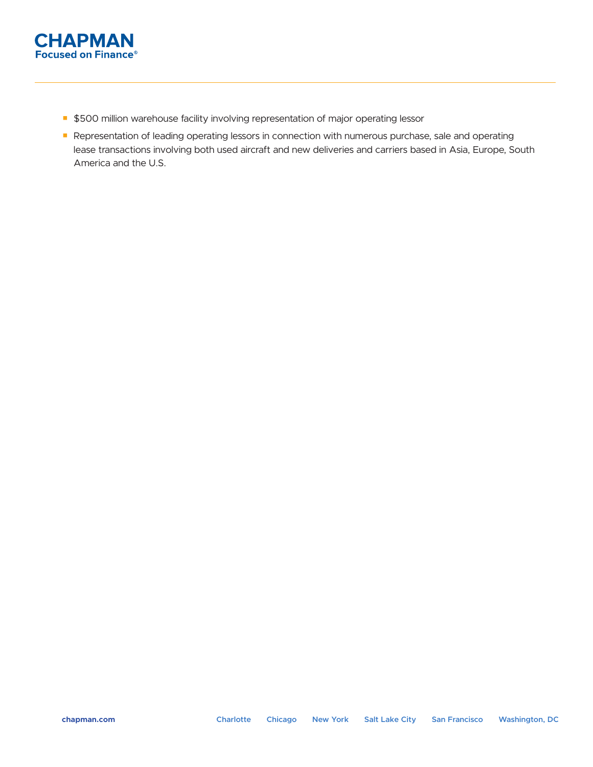- $500 million warehouse facility involving representation of major operating lessor
- Representation of leading operating lessors in connection with numerous purchase, sale and operating lease transactions involving both used aircraft and new deliveries and carriers based in Asia, Europe, South America and the U.S.